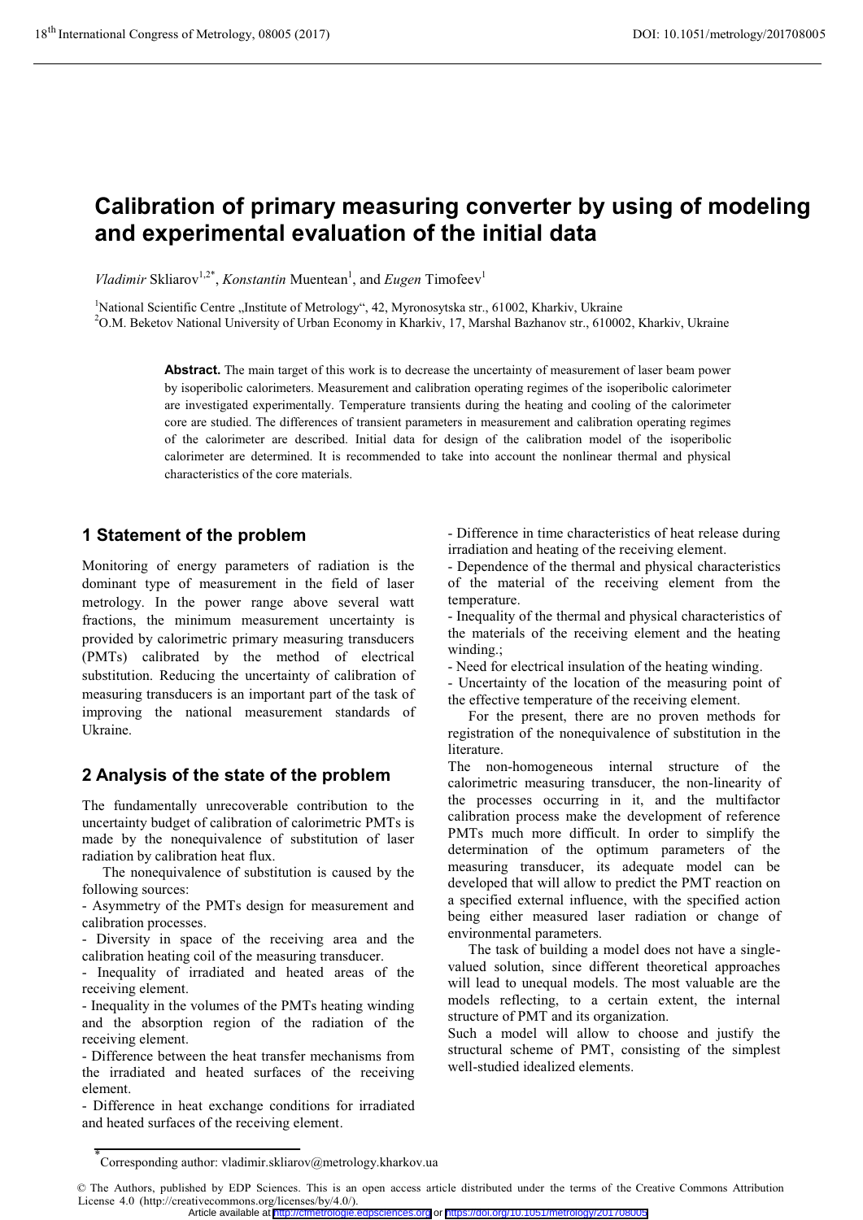# Calibration of primary measuring converter by using of modeling and experimental evaluation of the initial data

*Vladimir* Skliarov[1,2*], *Konstantin* Muentean[1], and *Eugen* Timofeev[1]

[1]National Scientific Centre „Institute of Metrology", 42, Myronosytska str., 61002, Kharkiv, Ukraine
[2]O.M. Beketov National University of Urban Economy in Kharkiv, 17, Marshal Bazhanov str., 610002, Kharkiv, Ukraine

**Abstract.** The main target of this work is to decrease the uncertainty of measurement of laser beam power by isoperibolic calorimeters. Measurement and calibration operating regimes of the isoperibolic calorimeter are investigated experimentally. Temperature transients during the heating and cooling of the calorimeter core are studied. The differences of transient parameters in measurement and calibration operating regimes of the calorimeter are described. Initial data for design of the calibration model of the isoperibolic calorimeter are determined. It is recommended to take into account the nonlinear thermal and physical characteristics of the core materials.

## 1 Statement of the problem

Monitoring of energy parameters of radiation is the dominant type of measurement in the field of laser metrology. In the power range above several watt fractions, the minimum measurement uncertainty is provided by calorimetric primary measuring transducers (PMTs) calibrated by the method of electrical substitution. Reducing the uncertainty of calibration of measuring transducers is an important part of the task of improving the national measurement standards of Ukraine.

## 2 Analysis of the state of the problem

The fundamentally unrecoverable contribution to the uncertainty budget of calibration of calorimetric PMTs is made by the nonequivalence of substitution of laser radiation by calibration heat flux.

The nonequivalence of substitution is caused by the following sources:

- Asymmetry of the PMTs design for measurement and calibration processes.
- Diversity in space of the receiving area and the calibration heating coil of the measuring transducer.
- Inequality of irradiated and heated areas of the receiving element.
- Inequality in the volumes of the PMTs heating winding and the absorption region of the radiation of the receiving element.
- Difference between the heat transfer mechanisms from the irradiated and heated surfaces of the receiving element.
- Difference in heat exchange conditions for irradiated and heated surfaces of the receiving element.
- Difference in time characteristics of heat release during irradiation and heating of the receiving element.
- Dependence of the thermal and physical characteristics of the material of the receiving element from the temperature.
- Inequality of the thermal and physical characteristics of the materials of the receiving element and the heating winding.;
- Need for electrical insulation of the heating winding.
- Uncertainty of the location of the measuring point of the effective temperature of the receiving element.

For the present, there are no proven methods for registration of the nonequivalence of substitution in the literature.

The non-homogeneous internal structure of the calorimetric measuring transducer, the non-linearity of the processes occurring in it, and the multifactor calibration process make the development of reference PMTs much more difficult. In order to simplify the determination of the optimum parameters of the measuring transducer, its adequate model can be developed that will allow to predict the PMT reaction on a specified external influence, with the specified action being either measured laser radiation or change of environmental parameters.

The task of building a model does not have a single-valued solution, since different theoretical approaches will lead to unequal models. The most valuable are the models reflecting, to a certain extent, the internal structure of PMT and its organization.

Such a model will allow to choose and justify the structural scheme of PMT, consisting of the simplest well-studied idealized elements.

*Corresponding author: vladimir.skliarov@metrology.kharkov.ua

© The Authors, published by EDP Sciences. This is an open access article distributed under the terms of the Creative Commons Attribution License 4.0 (http://creativecommons.org/licenses/by/4.0/).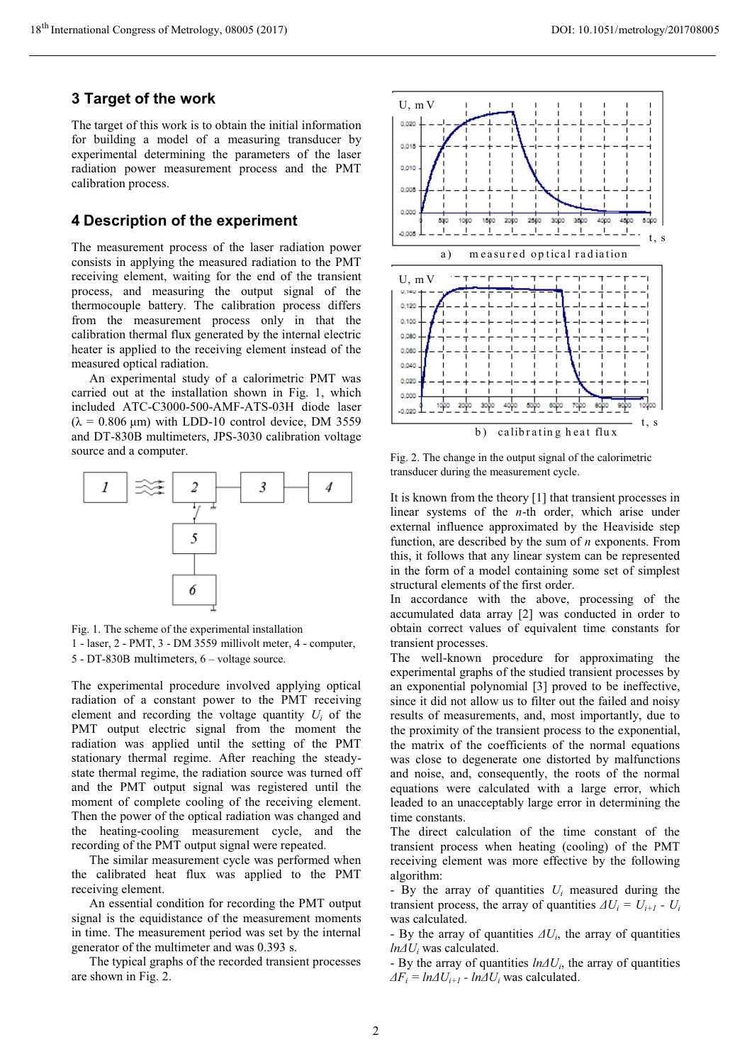## 3 Target of the work

The target of this work is to obtain the initial information for building a model of a measuring transducer by experimental determining the parameters of the laser radiation power measurement process and the PMT calibration process.

## 4 Description of the experiment

The measurement process of the laser radiation power consists in applying the measured radiation to the PMT receiving element, waiting for the end of the transient process, and measuring the output signal of the thermocouple battery. The calibration process differs from the measurement process only in that the calibration thermal flux generated by the internal electric heater is applied to the receiving element instead of the measured optical radiation.

An experimental study of a calorimetric PMT was carried out at the installation shown in Fig. 1, which included ATC-C3000-500-AMF-ATS-03H diode laser ($\lambda$ = 0.806 μm) with LDD-10 control device, DM 3559 and DT-830B multimeters, JPS-3030 calibration voltage source and a computer.

Fig. 1. The scheme of the experimental installation
1 - laser, 2 - PMT, 3 - DM 3559 millivolt meter, 4 - computer, 5 - DT-830B multimeters, 6 – voltage source.

The experimental procedure involved applying optical radiation of a constant power to the PMT receiving element and recording the voltage quantity $U_i$ of the PMT output electric signal from the moment the radiation was applied until the setting of the PMT stationary thermal regime. After reaching the steady-state thermal regime, the radiation source was turned off and the PMT output signal was registered until the moment of complete cooling of the receiving element. Then the power of the optical radiation was changed and the heating-cooling measurement cycle, and the recording of the PMT output signal were repeated.

The similar measurement cycle was performed when the calibrated heat flux was applied to the PMT receiving element.

An essential condition for recording the PMT output signal is the equidistance of the measurement moments in time. The measurement period was set by the internal generator of the multimeter and was 0.393 s.

The typical graphs of the recorded transient processes are shown in Fig. 2.

a) measured optical radiation

b) calibrating heat flux

Fig. 2. The change in the output signal of the calorimetric transducer during the measurement cycle.

It is known from the theory [1] that transient processes in linear systems of the *n*-th order, which arise under external influence approximated by the Heaviside step function, are described by the sum of *n* exponents. From this, it follows that any linear system can be represented in the form of a model containing some set of simplest structural elements of the first order.

In accordance with the above, processing of the accumulated data array [2] was conducted in order to obtain correct values of equivalent time constants for transient processes.

The well-known procedure for approximating the experimental graphs of the studied transient processes by an exponential polynomial [3] proved to be ineffective, since it did not allow us to filter out the failed and noisy results of measurements, and, most importantly, due to the proximity of the transient process to the exponential, the matrix of the coefficients of the normal equations was close to degenerate one distorted by malfunctions and noise, and, consequently, the roots of the normal equations were calculated with a large error, which leaded to an unacceptably large error in determining the time constants.

The direct calculation of the time constant of the transient process when heating (cooling) of the PMT receiving element was more effective by the following algorithm:

- By the array of quantities $U_i$ measured during the transient process, the array of quantities $\Delta U_i = U_{i+1} - U_i$ was calculated.
- By the array of quantities $\Delta U_i$, the array of quantities $ln\Delta U_i$ was calculated.
- By the array of quantities $ln\Delta U_i$, the array of quantities $\Delta F_i = ln\Delta U_{i+1} - ln\Delta U_i$ was calculated.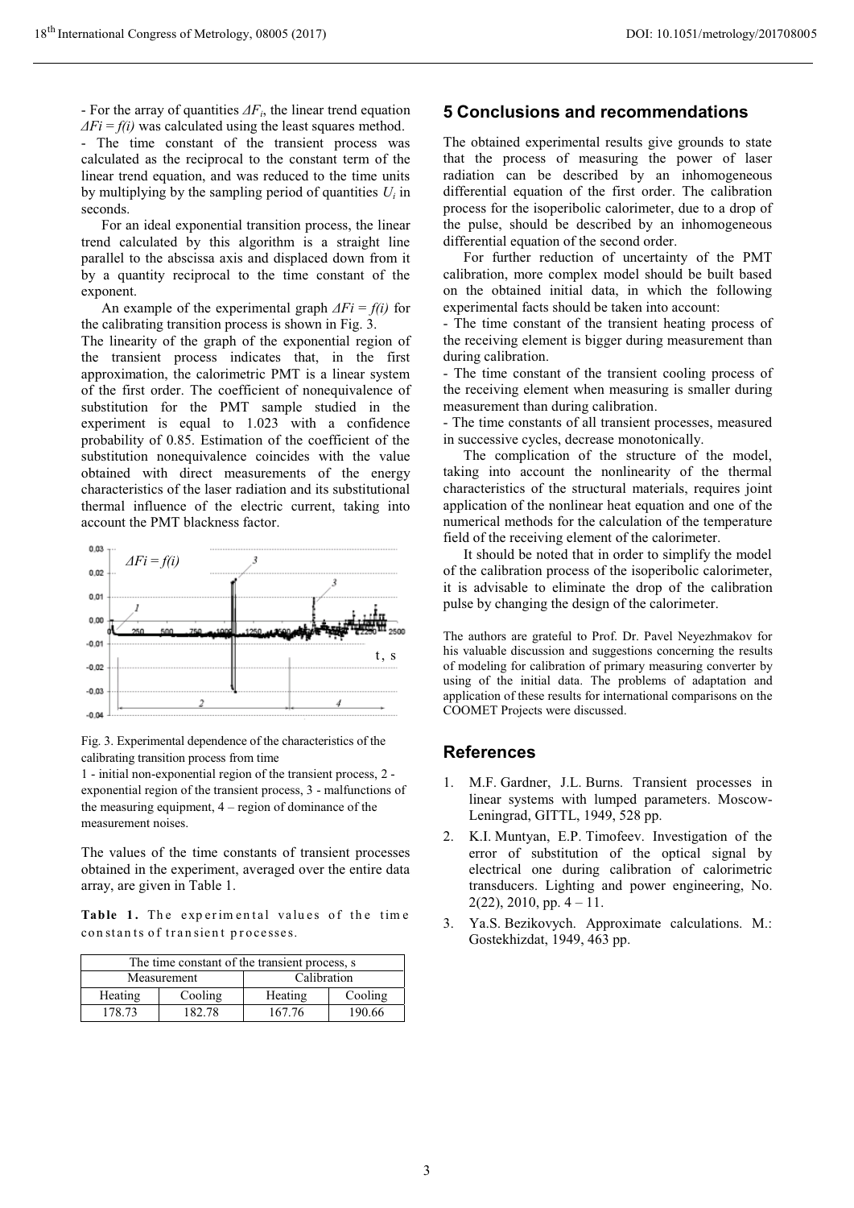- For the array of quantities $\Delta F_i$, the linear trend equation $\Delta Fi = f(i)$ was calculated using the least squares method.

- The time constant of the transient process was calculated as the reciprocal to the constant term of the linear trend equation, and was reduced to the time units by multiplying by the sampling period of quantities $U_i$ in seconds.

For an ideal exponential transition process, the linear trend calculated by this algorithm is a straight line parallel to the abscissa axis and displaced down from it by a quantity reciprocal to the time constant of the exponent.

An example of the experimental graph $\Delta Fi = f(i)$ for the calibrating transition process is shown in Fig. 3.

The linearity of the graph of the exponential region of the transient process indicates that, in the first approximation, the calorimetric PMT is a linear system of the first order. The coefficient of nonequivalence of substitution for the PMT sample studied in the experiment is equal to 1.023 with a confidence probability of 0.85. Estimation of the coefficient of the substitution nonequivalence coincides with the value obtained with direct measurements of the energy characteristics of the laser radiation and its substitutional thermal influence of the electric current, taking into account the PMT blackness factor.

0,03
0,02
0,01
0,00
-0,01
-0,02
-0,03
-0,04
250 500 750 1000 1250 1500 2250 2500
$\Delta Fi = f(i)$
1
2
3
3
4
t, s

Fig. 3. Experimental dependence of the characteristics of the calibrating transition process from time

1 - initial non-exponential region of the transient process, 2 - exponential region of the transient process, 3 - malfunctions of the measuring equipment, 4 – region of dominance of the measurement noises.

The values of the time constants of transient processes obtained in the experiment, averaged over the entire data array, are given in Table 1.

**Table 1.** The experimental values of the time constants of transient processes.

| The time constant of the transient process, s | | | |
|---|---|---|---|
| Measurement | | Calibration | |
| Heating | Cooling | Heating | Cooling |
| 178.73 | 182.78 | 167.76 | 190.66 |

## 5 Conclusions and recommendations

The obtained experimental results give grounds to state that the process of measuring the power of laser radiation can be described by an inhomogeneous differential equation of the first order. The calibration process for the isoperibolic calorimeter, due to a drop of the pulse, should be described by an inhomogeneous differential equation of the second order.

For further reduction of uncertainty of the PMT calibration, more complex model should be built based on the obtained initial data, in which the following experimental facts should be taken into account:

- The time constant of the transient heating process of the receiving element is bigger during measurement than during calibration.
- The time constant of the transient cooling process of the receiving element when measuring is smaller during measurement than during calibration.
- The time constants of all transient processes, measured in successive cycles, decrease monotonically.

The complication of the structure of the model, taking into account the nonlinearity of the thermal characteristics of the structural materials, requires joint application of the nonlinear heat equation and one of the numerical methods for the calculation of the temperature field of the receiving element of the calorimeter.

It should be noted that in order to simplify the model of the calibration process of the isoperibolic calorimeter, it is advisable to eliminate the drop of the calibration pulse by changing the design of the calorimeter.

The authors are grateful to Prof. Dr. Pavel Neyezhmakov for his valuable discussion and suggestions concerning the results of modeling for calibration of primary measuring converter by using of the initial data. The problems of adaptation and application of these results for international comparisons on the COOMET Projects were discussed.

## References

1. M.F. Gardner, J.L. Burns. Transient processes in linear systems with lumped parameters. Moscow-Leningrad, GITTL, 1949, 528 pp.
2. K.I. Muntyan, E.P. Timofeev. Investigation of the error of substitution of the optical signal by electrical one during calibration of calorimetric transducers. Lighting and power engineering, No. 2(22), 2010, pp. 4 – 11.
3. Ya.S. Bezikovych. Approximate calculations. M.: Gostekhizdat, 1949, 463 pp.